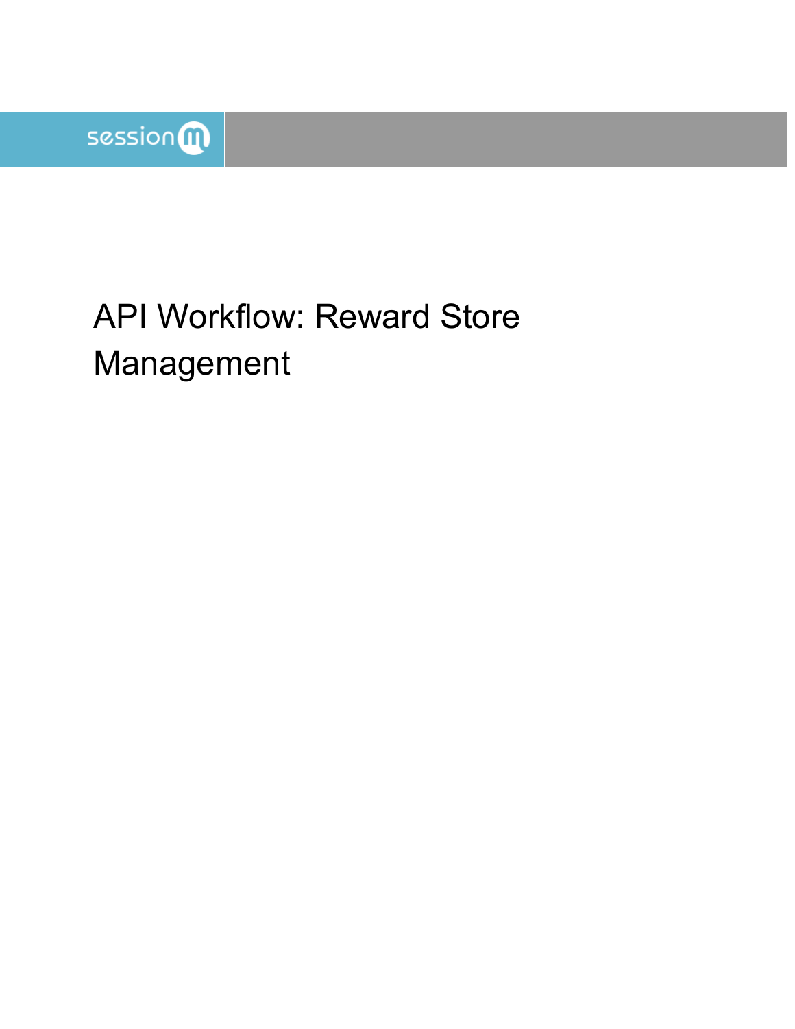# API Workflow: Reward Store Management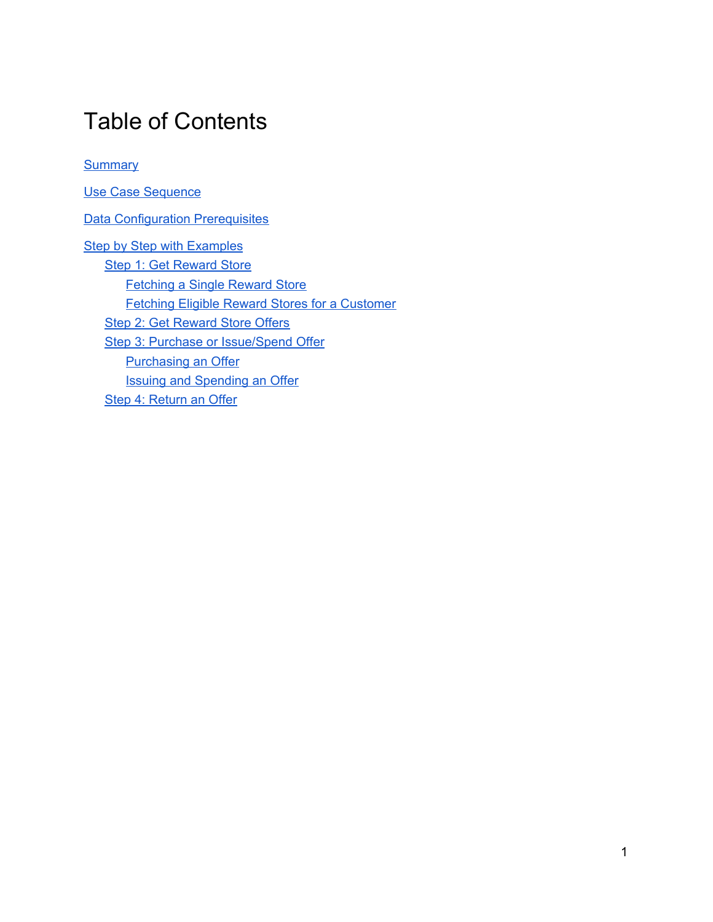# Table of Contents

[Summary](#)

[Use Case Sequence](#)

[Data Configuration Prerequisites](#)

[Step by Step with Examples](#)
- [Step 1: Get Reward Store](#)
  - [Fetching a Single Reward Store](#)
  - [Fetching Eligible Reward Stores for a Customer](#)
- [Step 2: Get Reward Store Offers](#)
- [Step 3: Purchase or Issue/Spend Offer](#)
  - [Purchasing an Offer](#)
  - [Issuing and Spending an Offer](#)
- [Step 4: Return an Offer](#)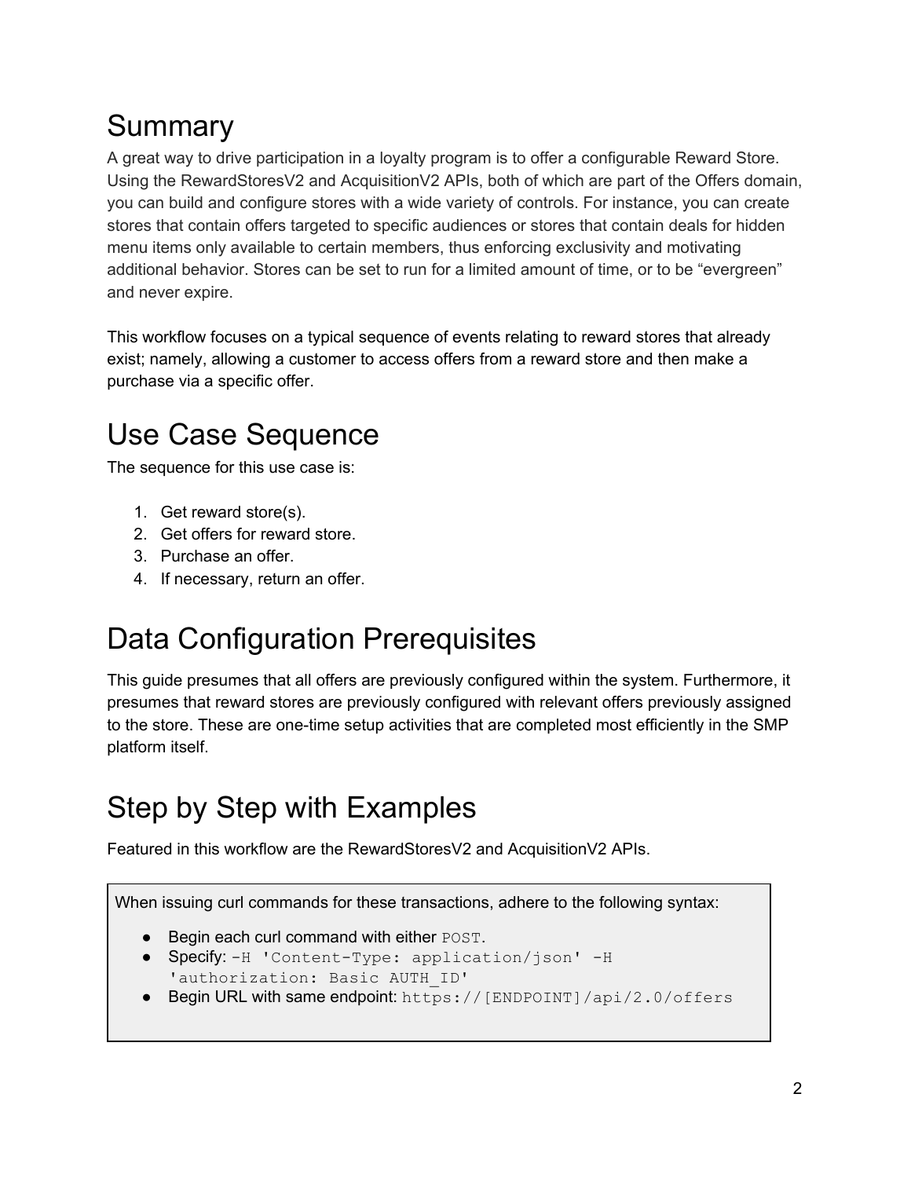# Summary

A great way to drive participation in a loyalty program is to offer a configurable Reward Store. Using the RewardStoresV2 and AcquisitionV2 APIs, both of which are part of the Offers domain, you can build and configure stores with a wide variety of controls. For instance, you can create stores that contain offers targeted to specific audiences or stores that contain deals for hidden menu items only available to certain members, thus enforcing exclusivity and motivating additional behavior. Stores can be set to run for a limited amount of time, or to be "evergreen" and never expire.

This workflow focuses on a typical sequence of events relating to reward stores that already exist; namely, allowing a customer to access offers from a reward store and then make a purchase via a specific offer.

# Use Case Sequence

The sequence for this use case is:

1. Get reward store(s).
2. Get offers for reward store.
3. Purchase an offer.
4. If necessary, return an offer.

# Data Configuration Prerequisites

This guide presumes that all offers are previously configured within the system. Furthermore, it presumes that reward stores are previously configured with relevant offers previously assigned to the store. These are one-time setup activities that are completed most efficiently in the SMP platform itself.

# Step by Step with Examples

Featured in this workflow are the RewardStoresV2 and AcquisitionV2 APIs.

> When issuing curl commands for these transactions, adhere to the following syntax:
>
> - Begin each curl command with either `POST`.
> - Specify: `-H 'Content-Type: application/json' -H 'authorization: Basic AUTH_ID'`
> - Begin URL with same endpoint: `https://[ENDPOINT]/api/2.0/offers`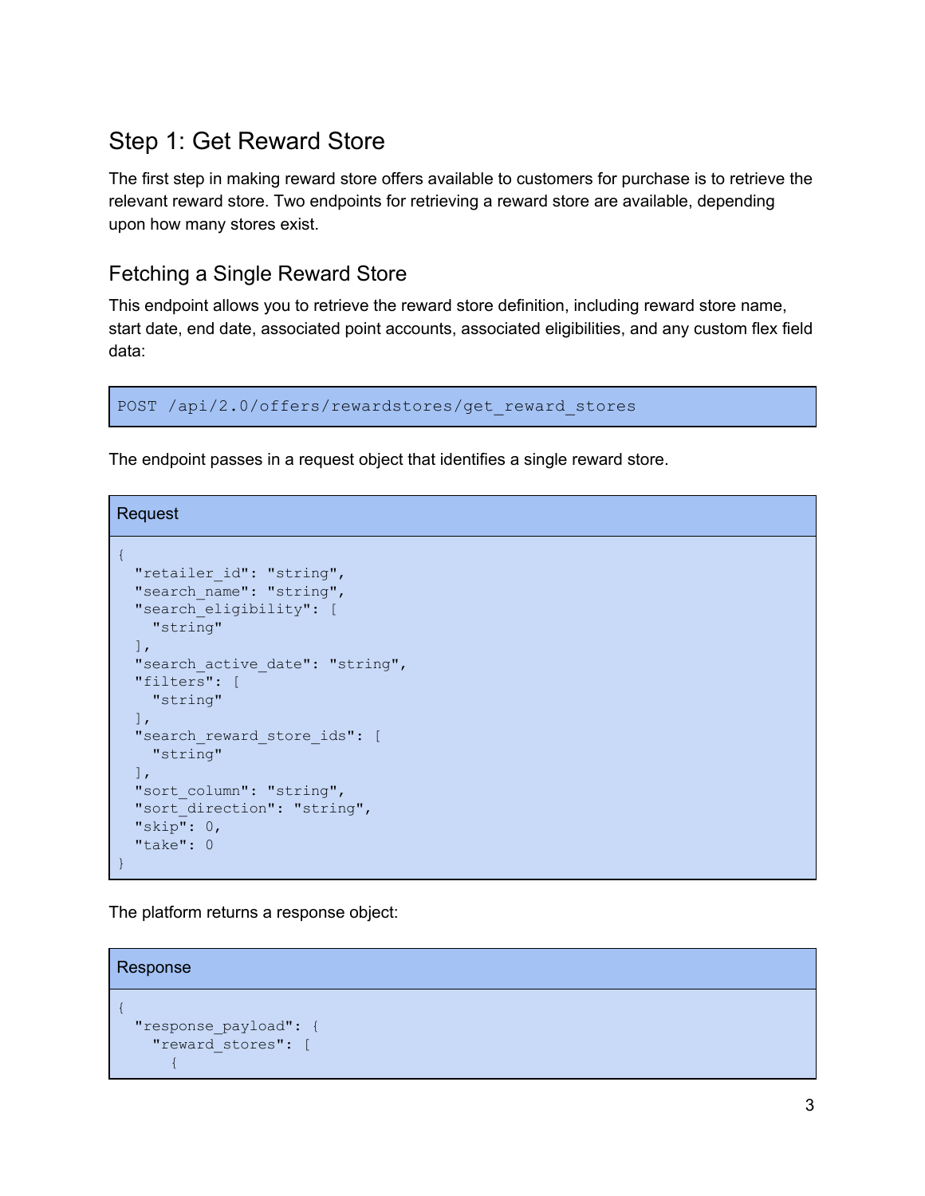## Step 1: Get Reward Store

The first step in making reward store offers available to customers for purchase is to retrieve the relevant reward store. Two endpoints for retrieving a reward store are available, depending upon how many stores exist.

### Fetching a Single Reward Store

This endpoint allows you to retrieve the reward store definition, including reward store name, start date, end date, associated point accounts, associated eligibilities, and any custom flex field data:

```
POST /api/2.0/offers/rewardstores/get_reward_stores
```

The endpoint passes in a request object that identifies a single reward store.

Request

```
{
  "retailer_id": "string",
  "search_name": "string",
  "search_eligibility": [
    "string"
  ],
  "search_active_date": "string",
  "filters": [
    "string"
  ],
  "search_reward_store_ids": [
    "string"
  ],
  "sort_column": "string",
  "sort_direction": "string",
  "skip": 0,
  "take": 0
}
```

The platform returns a response object:

Response

```
{
  "response_payload": {
    "reward_stores": [
      {
```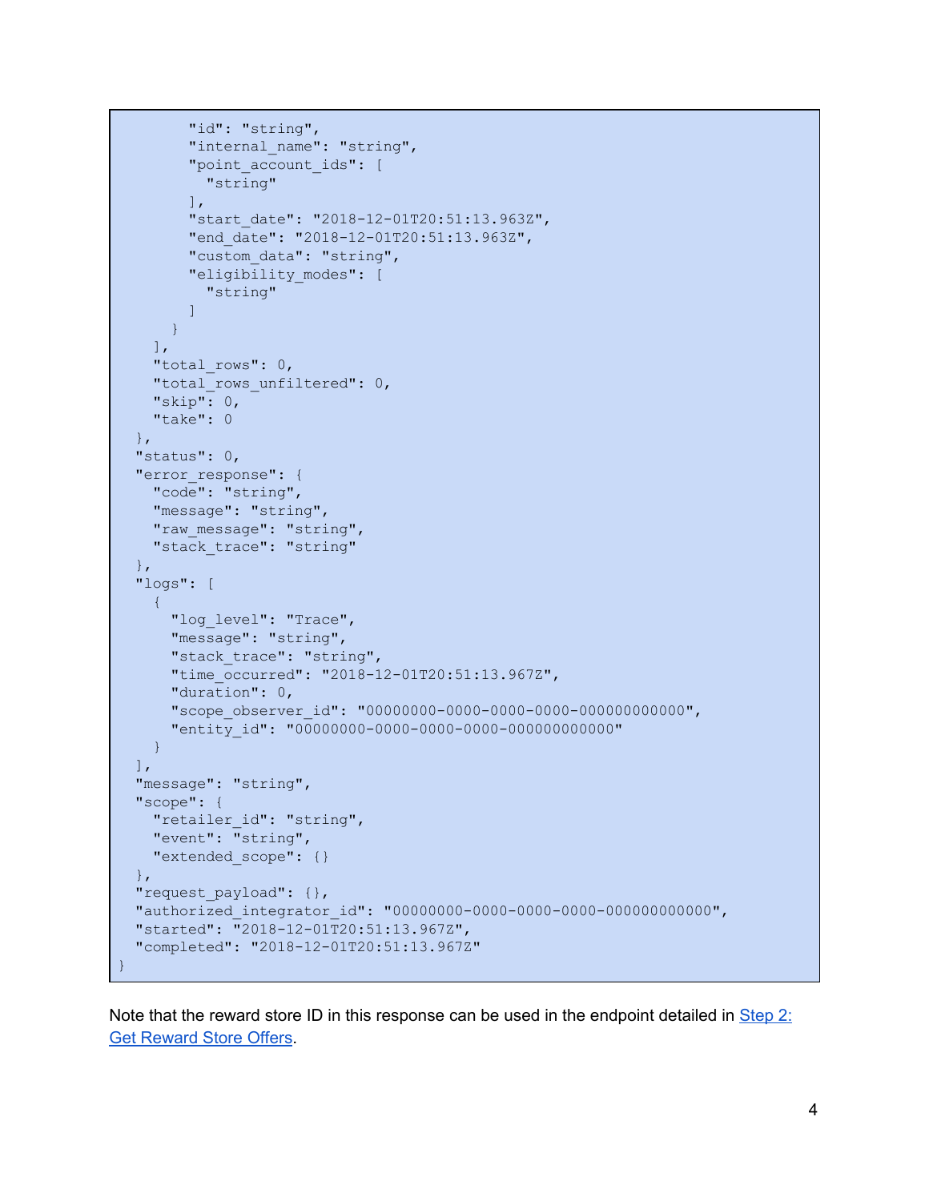```
        "id": "string",
        "internal_name": "string",
        "point_account_ids": [
          "string"
        ],
        "start_date": "2018-12-01T20:51:13.963Z",
        "end_date": "2018-12-01T20:51:13.963Z",
        "custom_data": "string",
        "eligibility_modes": [
          "string"
        ]
      }
    ],
    "total_rows": 0,
    "total_rows_unfiltered": 0,
    "skip": 0,
    "take": 0
  },
  "status": 0,
  "error_response": {
    "code": "string",
    "message": "string",
    "raw_message": "string",
    "stack_trace": "string"
  },
  "logs": [
    {
      "log_level": "Trace",
      "message": "string",
      "stack_trace": "string",
      "time_occurred": "2018-12-01T20:51:13.967Z",
      "duration": 0,
      "scope_observer_id": "00000000-0000-0000-0000-000000000000",
      "entity_id": "00000000-0000-0000-0000-000000000000"
    }
  ],
  "message": "string",
  "scope": {
    "retailer_id": "string",
    "event": "string",
    "extended_scope": {}
  },
  "request_payload": {},
  "authorized_integrator_id": "00000000-0000-0000-0000-000000000000",
  "started": "2018-12-01T20:51:13.967Z",
  "completed": "2018-12-01T20:51:13.967Z"
}
```

Note that the reward store ID in this response can be used in the endpoint detailed in [Step 2: Get Reward Store Offers](#).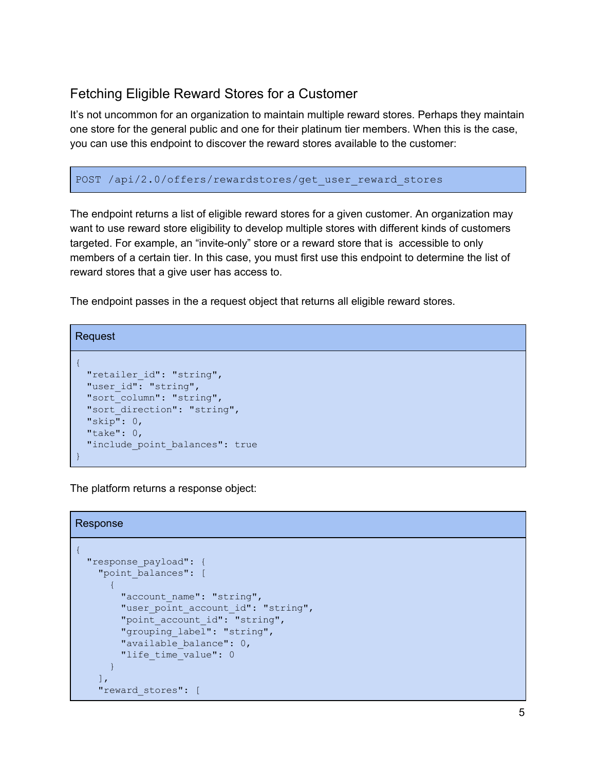## Fetching Eligible Reward Stores for a Customer

It's not uncommon for an organization to maintain multiple reward stores. Perhaps they maintain one store for the general public and one for their platinum tier members. When this is the case, you can use this endpoint to discover the reward stores available to the customer:

```
POST /api/2.0/offers/rewardstores/get_user_reward_stores
```

The endpoint returns a list of eligible reward stores for a given customer. An organization may want to use reward store eligibility to develop multiple stores with different kinds of customers targeted. For example, an "invite-only" store or a reward store that is accessible to only members of a certain tier. In this case, you must first use this endpoint to determine the list of reward stores that a give user has access to.

The endpoint passes in the a request object that returns all eligible reward stores.

Request

```
{
  "retailer_id": "string",
  "user_id": "string",
  "sort_column": "string",
  "sort_direction": "string",
  "skip": 0,
  "take": 0,
  "include_point_balances": true
}
```

The platform returns a response object:

Response

```
{
  "response_payload": {
    "point_balances": [
      {
        "account_name": "string",
        "user_point_account_id": "string",
        "point_account_id": "string",
        "grouping_label": "string",
        "available_balance": 0,
        "life_time_value": 0
      }
    ],
    "reward_stores": [
```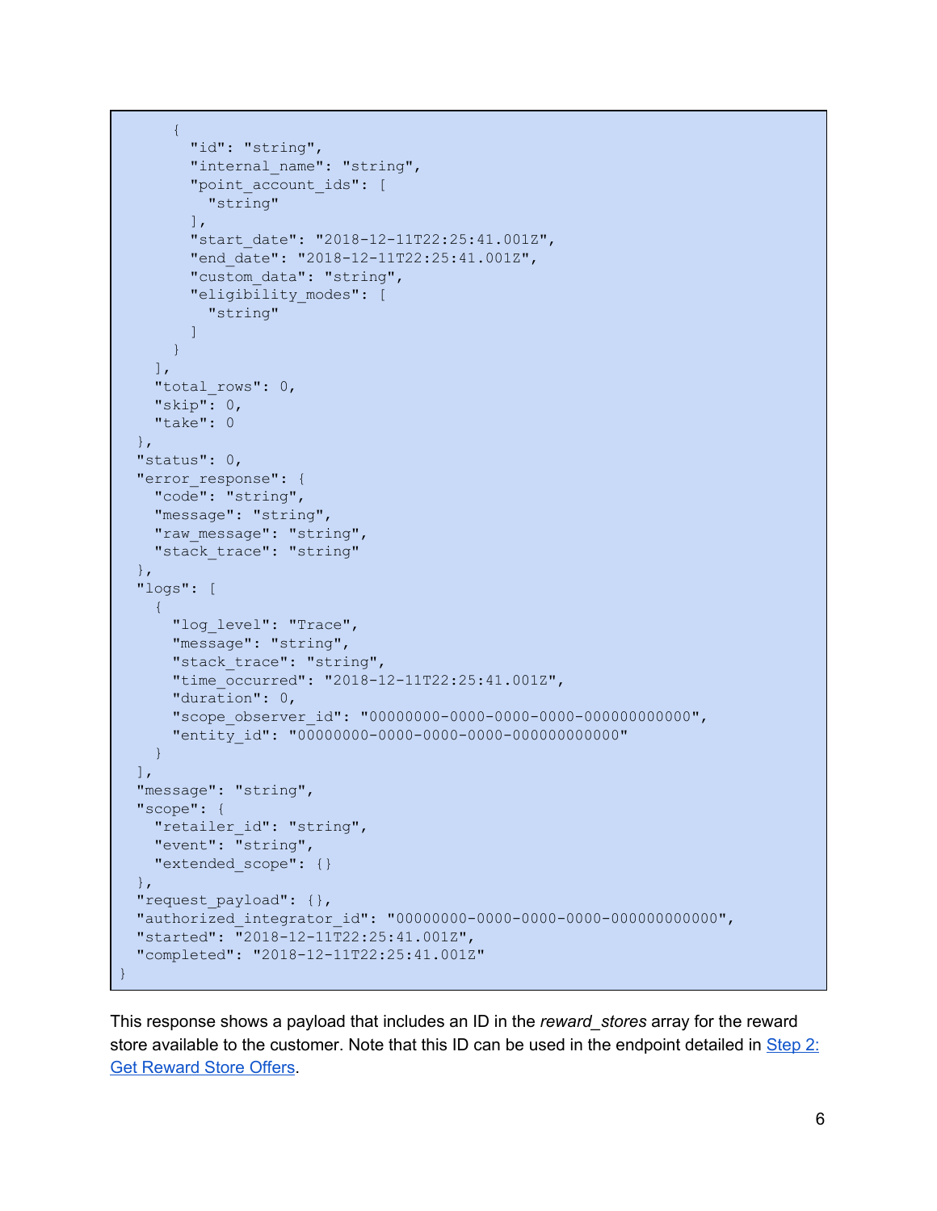```
      {
        "id": "string",
        "internal_name": "string",
        "point_account_ids": [
          "string"
        ],
        "start_date": "2018-12-11T22:25:41.001Z",
        "end_date": "2018-12-11T22:25:41.001Z",
        "custom_data": "string",
        "eligibility_modes": [
          "string"
        ]
      }
    ],
    "total_rows": 0,
    "skip": 0,
    "take": 0
  },
  "status": 0,
  "error_response": {
    "code": "string",
    "message": "string",
    "raw_message": "string",
    "stack_trace": "string"
  },
  "logs": [
    {
      "log_level": "Trace",
      "message": "string",
      "stack_trace": "string",
      "time_occurred": "2018-12-11T22:25:41.001Z",
      "duration": 0,
      "scope_observer_id": "00000000-0000-0000-0000-000000000000",
      "entity_id": "00000000-0000-0000-0000-000000000000"
    }
  ],
  "message": "string",
  "scope": {
    "retailer_id": "string",
    "event": "string",
    "extended_scope": {}
  },
  "request_payload": {},
  "authorized_integrator_id": "00000000-0000-0000-0000-000000000000",
  "started": "2018-12-11T22:25:41.001Z",
  "completed": "2018-12-11T22:25:41.001Z"
}
```

This response shows a payload that includes an ID in the *reward_stores* array for the reward store available to the customer. Note that this ID can be used in the endpoint detailed in [Step 2: Get Reward Store Offers](#).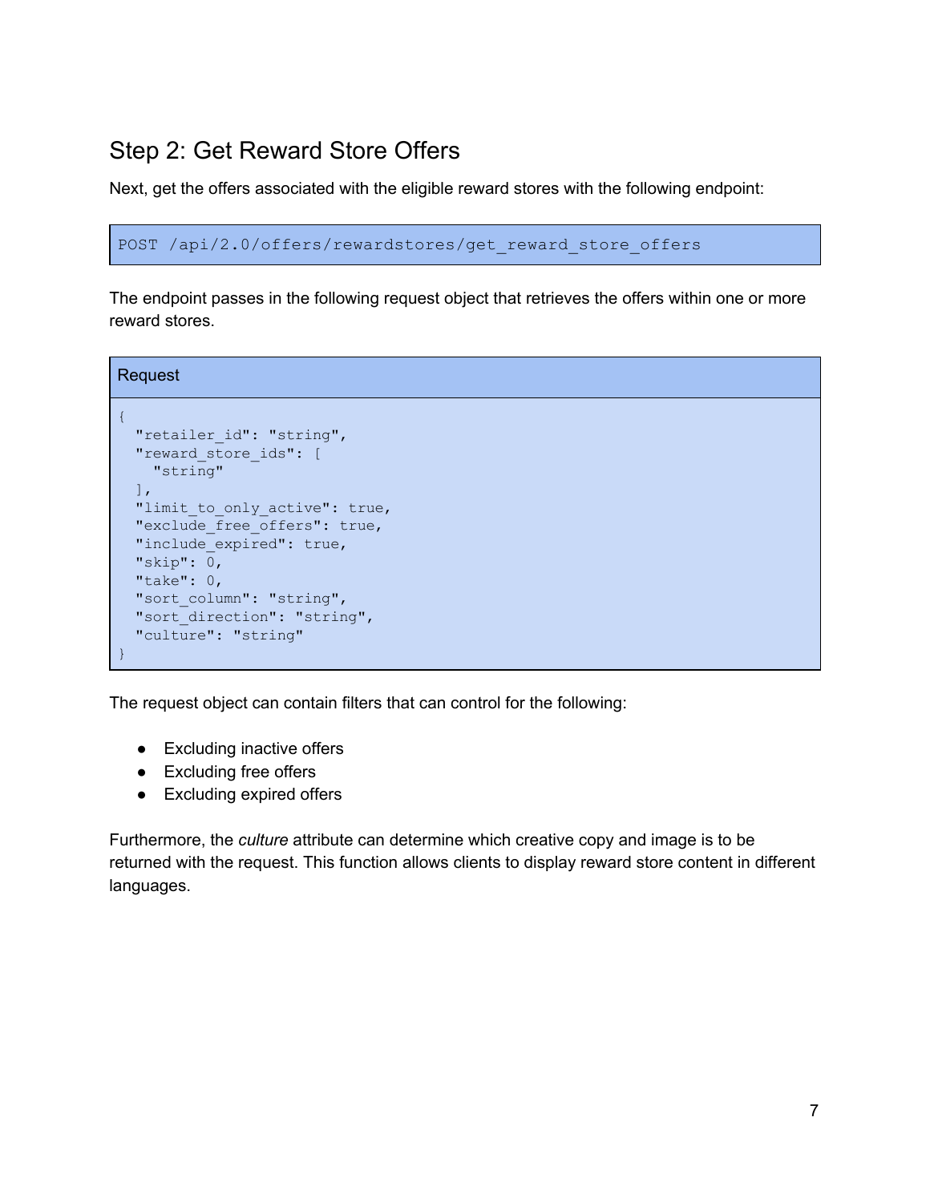## Step 2: Get Reward Store Offers

Next, get the offers associated with the eligible reward stores with the following endpoint:

```
POST /api/2.0/offers/rewardstores/get_reward_store_offers
```

The endpoint passes in the following request object that retrieves the offers within one or more reward stores.

Request

```
{
  "retailer_id": "string",
  "reward_store_ids": [
    "string"
  ],
  "limit_to_only_active": true,
  "exclude_free_offers": true,
  "include_expired": true,
  "skip": 0,
  "take": 0,
  "sort_column": "string",
  "sort_direction": "string",
  "culture": "string"
}
```

The request object can contain filters that can control for the following:

- Excluding inactive offers
- Excluding free offers
- Excluding expired offers

Furthermore, the *culture* attribute can determine which creative copy and image is to be returned with the request. This function allows clients to display reward store content in different languages.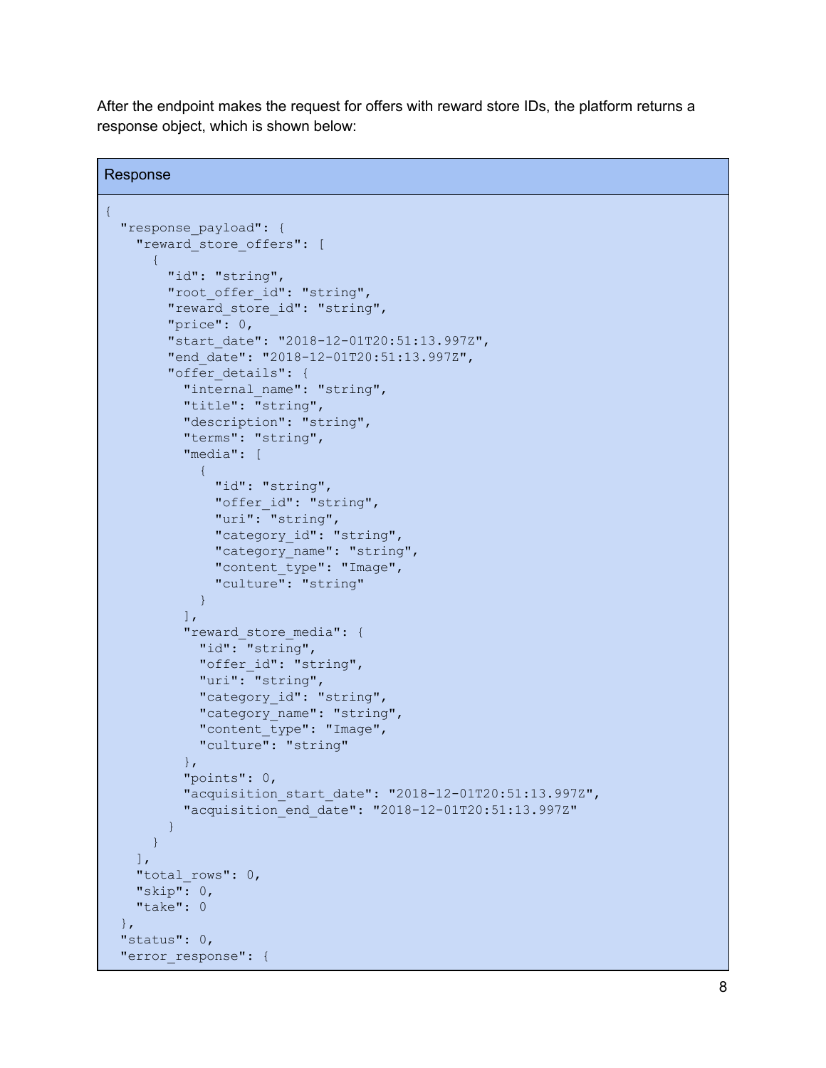After the endpoint makes the request for offers with reward store IDs, the platform returns a response object, which is shown below:

Response

```
{
  "response_payload": {
    "reward_store_offers": [
      {
        "id": "string",
        "root_offer_id": "string",
        "reward_store_id": "string",
        "price": 0,
        "start_date": "2018-12-01T20:51:13.997Z",
        "end_date": "2018-12-01T20:51:13.997Z",
        "offer_details": {
          "internal_name": "string",
          "title": "string",
          "description": "string",
          "terms": "string",
          "media": [
            {
              "id": "string",
              "offer_id": "string",
              "uri": "string",
              "category_id": "string",
              "category_name": "string",
              "content_type": "Image",
              "culture": "string"
            }
          ],
          "reward_store_media": {
            "id": "string",
            "offer_id": "string",
            "uri": "string",
            "category_id": "string",
            "category_name": "string",
            "content_type": "Image",
            "culture": "string"
          },
          "points": 0,
          "acquisition_start_date": "2018-12-01T20:51:13.997Z",
          "acquisition_end_date": "2018-12-01T20:51:13.997Z"
        }
      }
    ],
    "total_rows": 0,
    "skip": 0,
    "take": 0
  },
  "status": 0,
  "error_response": {
```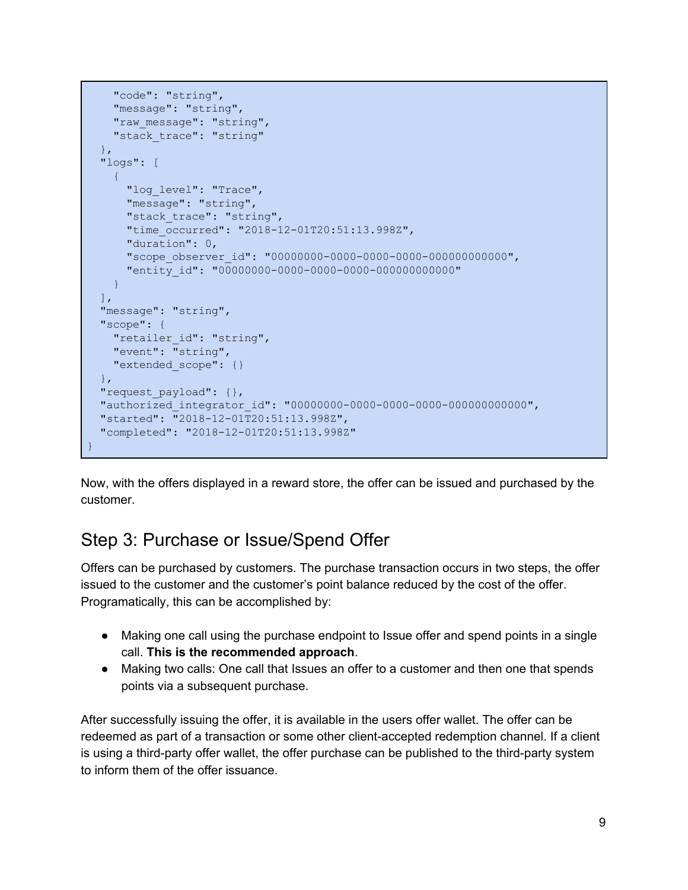```
    "code": "string",
    "message": "string",
    "raw_message": "string",
    "stack_trace": "string"
  },
  "logs": [
    {
      "log_level": "Trace",
      "message": "string",
      "stack_trace": "string",
      "time_occurred": "2018-12-01T20:51:13.998Z",
      "duration": 0,
      "scope_observer_id": "00000000-0000-0000-0000-000000000000",
      "entity_id": "00000000-0000-0000-0000-000000000000"
    }
  ],
  "message": "string",
  "scope": {
    "retailer_id": "string",
    "event": "string",
    "extended_scope": {}
  },
  "request_payload": {},
  "authorized_integrator_id": "00000000-0000-0000-0000-000000000000",
  "started": "2018-12-01T20:51:13.998Z",
  "completed": "2018-12-01T20:51:13.998Z"
}
```

Now, with the offers displayed in a reward store, the offer can be issued and purchased by the customer.

## Step 3: Purchase or Issue/Spend Offer

Offers can be purchased by customers. The purchase transaction occurs in two steps, the offer issued to the customer and the customer's point balance reduced by the cost of the offer. Programatically, this can be accomplished by:

- Making one call using the purchase endpoint to Issue offer and spend points in a single call. **This is the recommended approach**.
- Making two calls: One call that Issues an offer to a customer and then one that spends points via a subsequent purchase.

After successfully issuing the offer, it is available in the users offer wallet. The offer can be redeemed as part of a transaction or some other client-accepted redemption channel. If a client is using a third-party offer wallet, the offer purchase can be published to the third-party system to inform them of the offer issuance.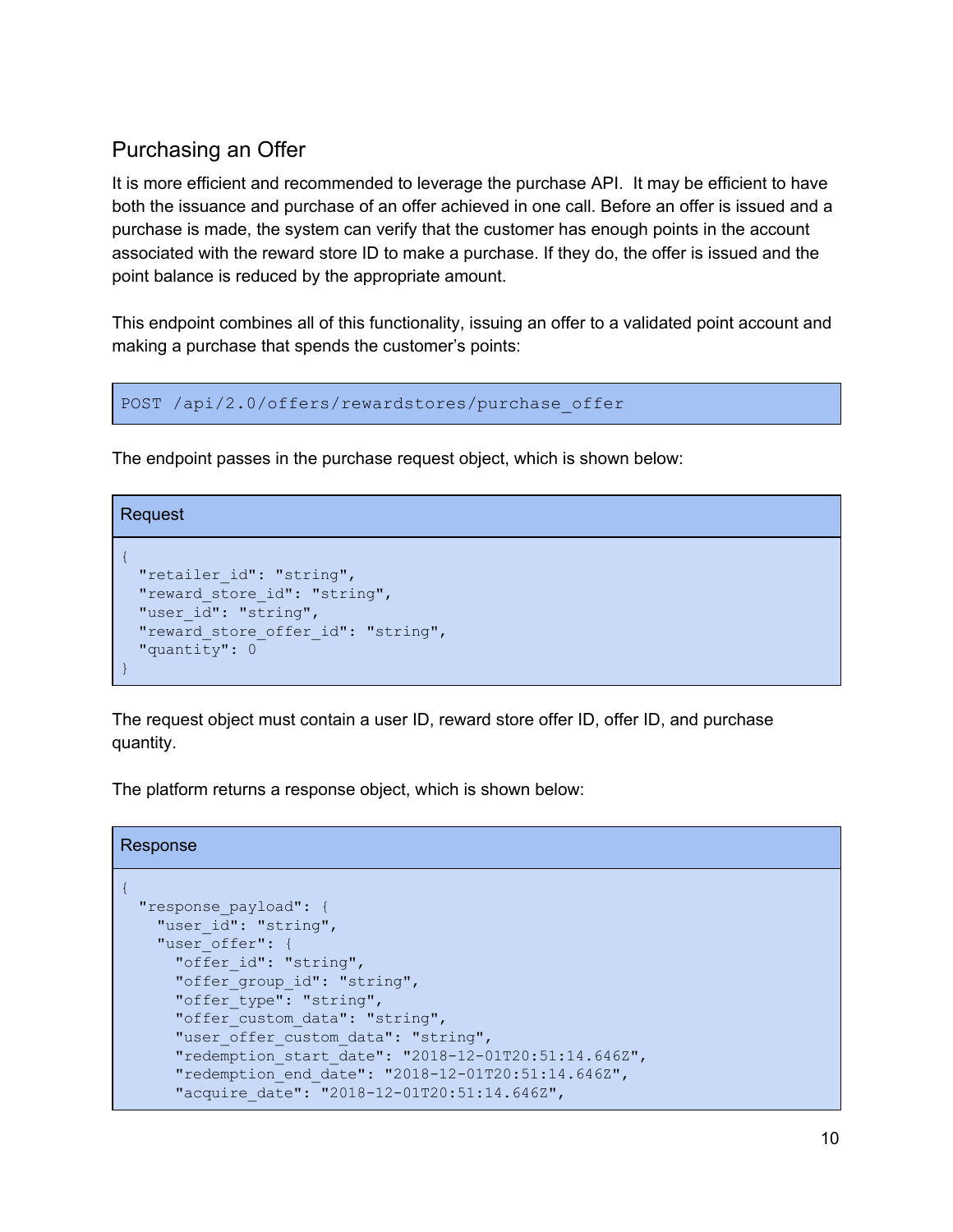## Purchasing an Offer

It is more efficient and recommended to leverage the purchase API.  It may be efficient to have both the issuance and purchase of an offer achieved in one call. Before an offer is issued and a purchase is made, the system can verify that the customer has enough points in the account associated with the reward store ID to make a purchase. If they do, the offer is issued and the point balance is reduced by the appropriate amount.

This endpoint combines all of this functionality, issuing an offer to a validated point account and making a purchase that spends the customer's points:

```
POST /api/2.0/offers/rewardstores/purchase_offer
```

The endpoint passes in the purchase request object, which is shown below:

Request

```
{
  "retailer_id": "string",
  "reward_store_id": "string",
  "user_id": "string",
  "reward_store_offer_id": "string",
  "quantity": 0
}
```

The request object must contain a user ID, reward store offer ID, offer ID, and purchase quantity.

The platform returns a response object, which is shown below:

Response

```
{
  "response_payload": {
    "user_id": "string",
    "user_offer": {
      "offer_id": "string",
      "offer_group_id": "string",
      "offer_type": "string",
      "offer_custom_data": "string",
      "user_offer_custom_data": "string",
      "redemption_start_date": "2018-12-01T20:51:14.646Z",
      "redemption_end_date": "2018-12-01T20:51:14.646Z",
      "acquire_date": "2018-12-01T20:51:14.646Z",
```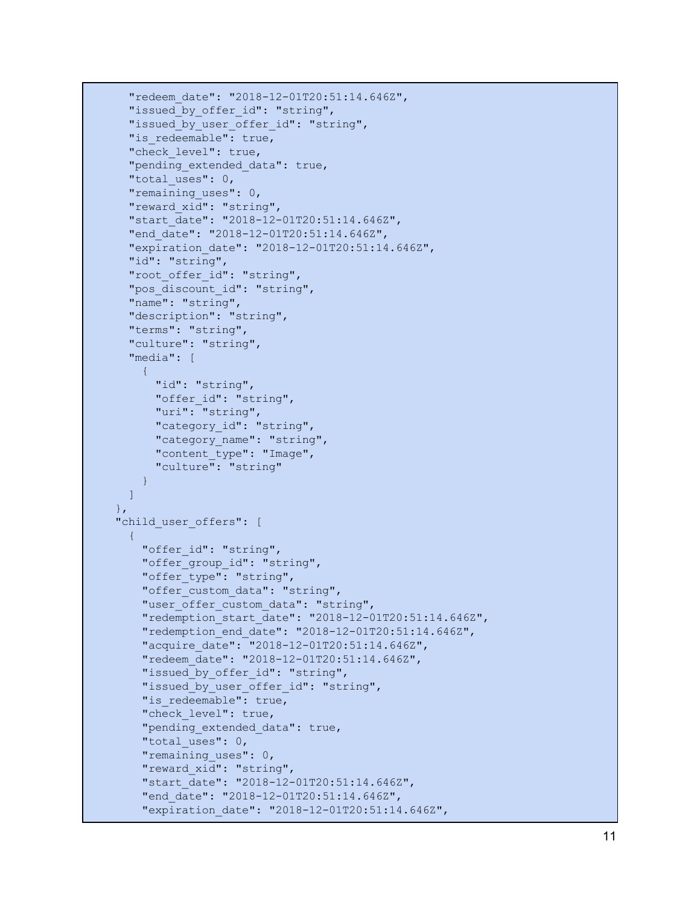```
    "redeem_date": "2018-12-01T20:51:14.646Z",
    "issued_by_offer_id": "string",
    "issued_by_user_offer_id": "string",
    "is_redeemable": true,
    "check_level": true,
    "pending_extended_data": true,
    "total_uses": 0,
    "remaining_uses": 0,
    "reward_xid": "string",
    "start_date": "2018-12-01T20:51:14.646Z",
    "end_date": "2018-12-01T20:51:14.646Z",
    "expiration_date": "2018-12-01T20:51:14.646Z",
    "id": "string",
    "root_offer_id": "string",
    "pos_discount_id": "string",
    "name": "string",
    "description": "string",
    "terms": "string",
    "culture": "string",
    "media": [
      {
        "id": "string",
        "offer_id": "string",
        "uri": "string",
        "category_id": "string",
        "category_name": "string",
        "content_type": "Image",
        "culture": "string"
      }
    ]
  },
  "child_user_offers": [
    {
      "offer_id": "string",
      "offer_group_id": "string",
      "offer_type": "string",
      "offer_custom_data": "string",
      "user_offer_custom_data": "string",
      "redemption_start_date": "2018-12-01T20:51:14.646Z",
      "redemption_end_date": "2018-12-01T20:51:14.646Z",
      "acquire_date": "2018-12-01T20:51:14.646Z",
      "redeem_date": "2018-12-01T20:51:14.646Z",
      "issued_by_offer_id": "string",
      "issued_by_user_offer_id": "string",
      "is_redeemable": true,
      "check_level": true,
      "pending_extended_data": true,
      "total_uses": 0,
      "remaining_uses": 0,
      "reward_xid": "string",
      "start_date": "2018-12-01T20:51:14.646Z",
      "end_date": "2018-12-01T20:51:14.646Z",
      "expiration_date": "2018-12-01T20:51:14.646Z",
```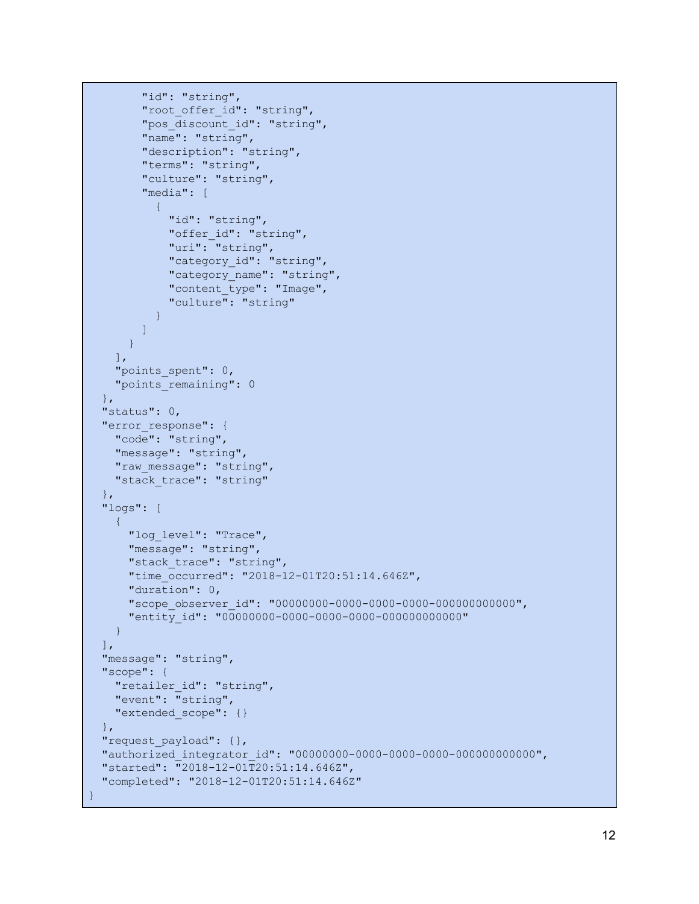```
        "id": "string",
        "root_offer_id": "string",
        "pos_discount_id": "string",
        "name": "string",
        "description": "string",
        "terms": "string",
        "culture": "string",
        "media": [
          {
            "id": "string",
            "offer_id": "string",
            "uri": "string",
            "category_id": "string",
            "category_name": "string",
            "content_type": "Image",
            "culture": "string"
          }
        ]
      }
    ],
    "points_spent": 0,
    "points_remaining": 0
  },
  "status": 0,
  "error_response": {
    "code": "string",
    "message": "string",
    "raw_message": "string",
    "stack_trace": "string"
  },
  "logs": [
    {
      "log_level": "Trace",
      "message": "string",
      "stack_trace": "string",
      "time_occurred": "2018-12-01T20:51:14.646Z",
      "duration": 0,
      "scope_observer_id": "00000000-0000-0000-0000-000000000000",
      "entity_id": "00000000-0000-0000-0000-000000000000"
    }
  ],
  "message": "string",
  "scope": {
    "retailer_id": "string",
    "event": "string",
    "extended_scope": {}
  },
  "request_payload": {},
  "authorized_integrator_id": "00000000-0000-0000-0000-000000000000",
  "started": "2018-12-01T20:51:14.646Z",
  "completed": "2018-12-01T20:51:14.646Z"
}
```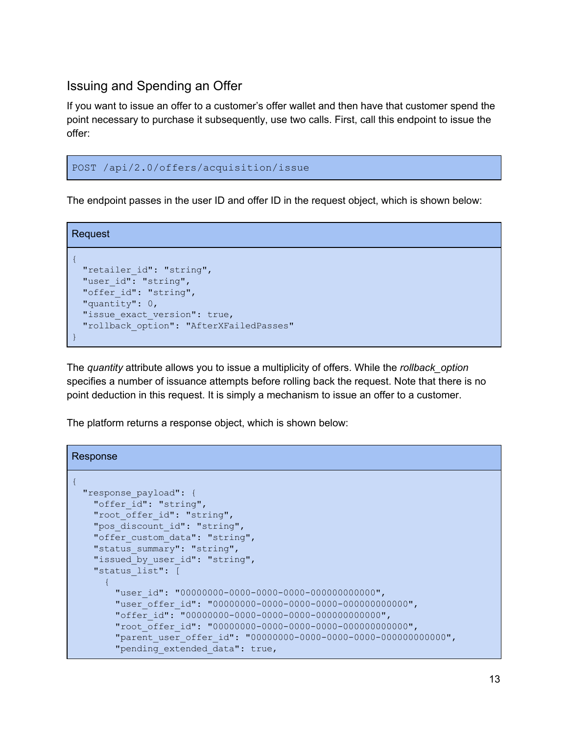## Issuing and Spending an Offer

If you want to issue an offer to a customer's offer wallet and then have that customer spend the point necessary to purchase it subsequently, use two calls. First, call this endpoint to issue the offer:

```
POST /api/2.0/offers/acquisition/issue
```

The endpoint passes in the user ID and offer ID in the request object, which is shown below:

**Request**

```
{
  "retailer_id": "string",
  "user_id": "string",
  "offer_id": "string",
  "quantity": 0,
  "issue_exact_version": true,
  "rollback_option": "AfterXFailedPasses"
}
```

The *quantity* attribute allows you to issue a multiplicity of offers. While the *rollback_option* specifies a number of issuance attempts before rolling back the request. Note that there is no point deduction in this request. It is simply a mechanism to issue an offer to a customer.

The platform returns a response object, which is shown below:

**Response**

```
{
  "response_payload": {
    "offer_id": "string",
    "root_offer_id": "string",
    "pos_discount_id": "string",
    "offer_custom_data": "string",
    "status_summary": "string",
    "issued_by_user_id": "string",
    "status_list": [
      {
        "user_id": "00000000-0000-0000-0000-000000000000",
        "user_offer_id": "00000000-0000-0000-0000-000000000000",
        "offer_id": "00000000-0000-0000-0000-000000000000",
        "root_offer_id": "00000000-0000-0000-0000-000000000000",
        "parent_user_offer_id": "00000000-0000-0000-0000-000000000000",
        "pending_extended_data": true,
```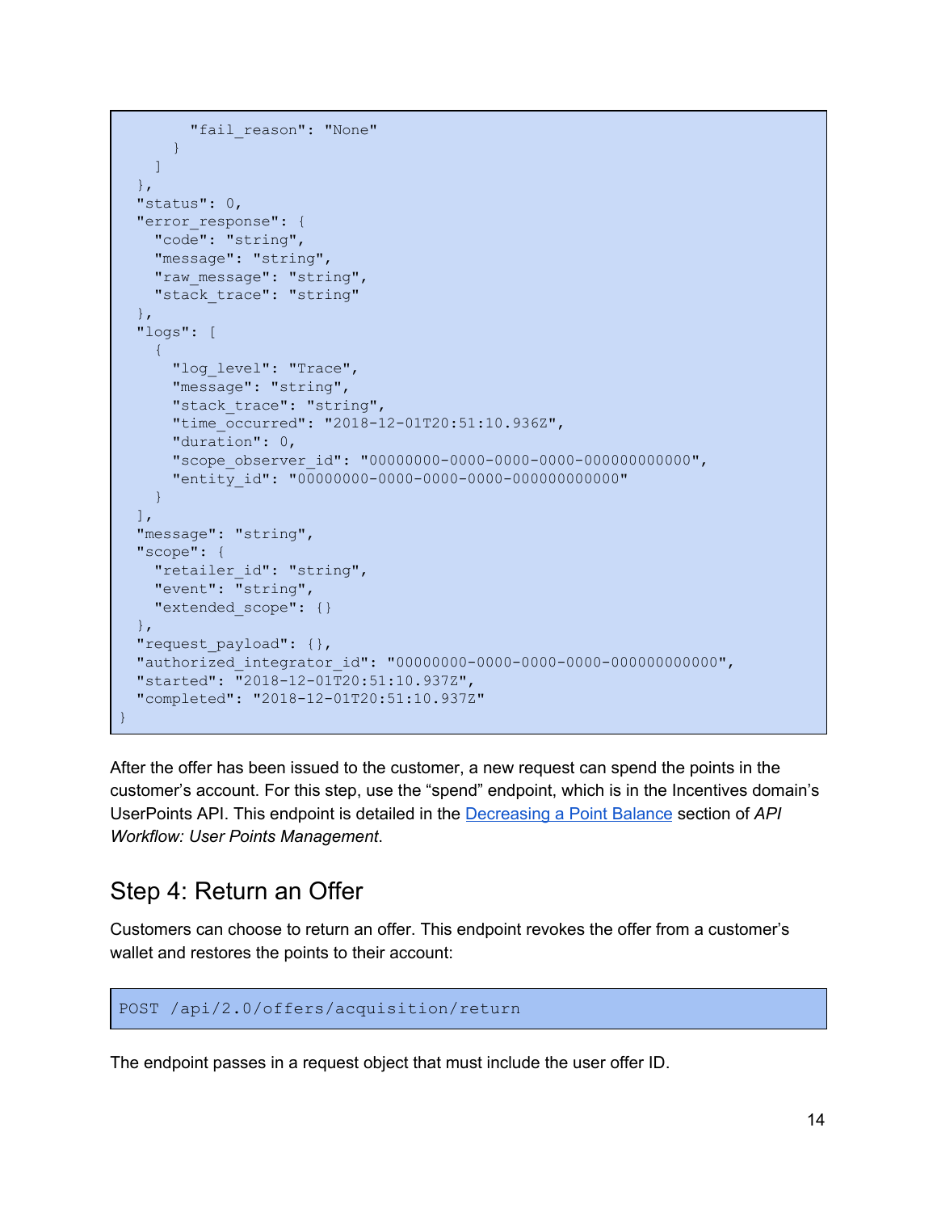```
        "fail_reason": "None"
      }
    ]
  },
  "status": 0,
  "error_response": {
    "code": "string",
    "message": "string",
    "raw_message": "string",
    "stack_trace": "string"
  },
  "logs": [
    {
      "log_level": "Trace",
      "message": "string",
      "stack_trace": "string",
      "time_occurred": "2018-12-01T20:51:10.936Z",
      "duration": 0,
      "scope_observer_id": "00000000-0000-0000-0000-000000000000",
      "entity_id": "00000000-0000-0000-0000-000000000000"
    }
  ],
  "message": "string",
  "scope": {
    "retailer_id": "string",
    "event": "string",
    "extended_scope": {}
  },
  "request_payload": {},
  "authorized_integrator_id": "00000000-0000-0000-0000-000000000000",
  "started": "2018-12-01T20:51:10.937Z",
  "completed": "2018-12-01T20:51:10.937Z"
}
```

After the offer has been issued to the customer, a new request can spend the points in the customer's account. For this step, use the "spend" endpoint, which is in the Incentives domain's UserPoints API. This endpoint is detailed in the Decreasing a Point Balance section of *API Workflow: User Points Management*.

## Step 4: Return an Offer

Customers can choose to return an offer. This endpoint revokes the offer from a customer's wallet and restores the points to their account:

```
POST /api/2.0/offers/acquisition/return
```

The endpoint passes in a request object that must include the user offer ID.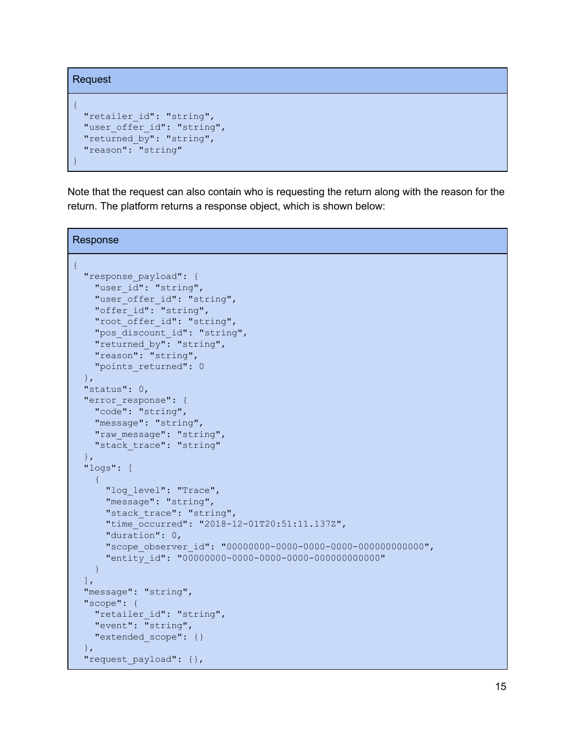**Request**

```
{
  "retailer_id": "string",
  "user_offer_id": "string",
  "returned_by": "string",
  "reason": "string"
}
```

Note that the request can also contain who is requesting the return along with the reason for the return. The platform returns a response object, which is shown below:

**Response**

```
{
  "response_payload": {
    "user_id": "string",
    "user_offer_id": "string",
    "offer_id": "string",
    "root_offer_id": "string",
    "pos_discount_id": "string",
    "returned_by": "string",
    "reason": "string",
    "points_returned": 0
  },
  "status": 0,
  "error_response": {
    "code": "string",
    "message": "string",
    "raw_message": "string",
    "stack_trace": "string"
  },
  "logs": [
    {
      "log_level": "Trace",
      "message": "string",
      "stack_trace": "string",
      "time_occurred": "2018-12-01T20:51:11.137Z",
      "duration": 0,
      "scope_observer_id": "00000000-0000-0000-0000-000000000000",
      "entity_id": "00000000-0000-0000-0000-000000000000"
    }
  ],
  "message": "string",
  "scope": {
    "retailer_id": "string",
    "event": "string",
    "extended_scope": {}
  },
  "request_payload": {},
```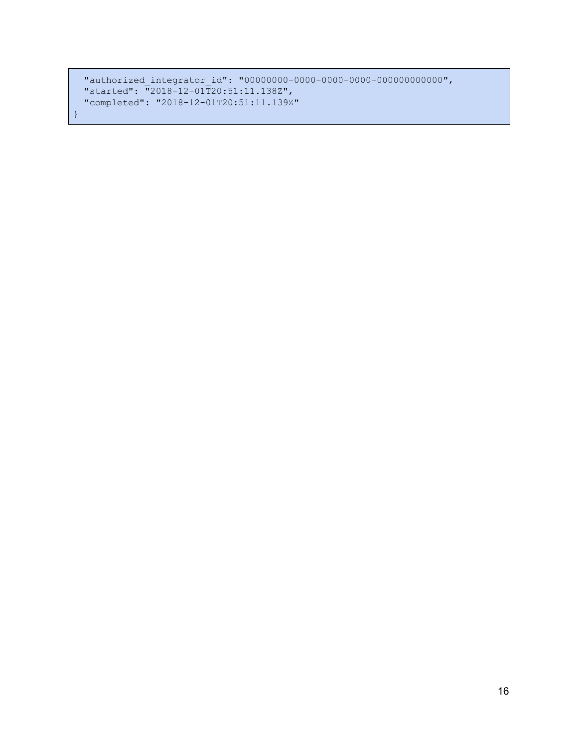```
  "authorized_integrator_id": "00000000-0000-0000-0000-000000000000",
  "started": "2018-12-01T20:51:11.138Z",
  "completed": "2018-12-01T20:51:11.139Z"
}
```